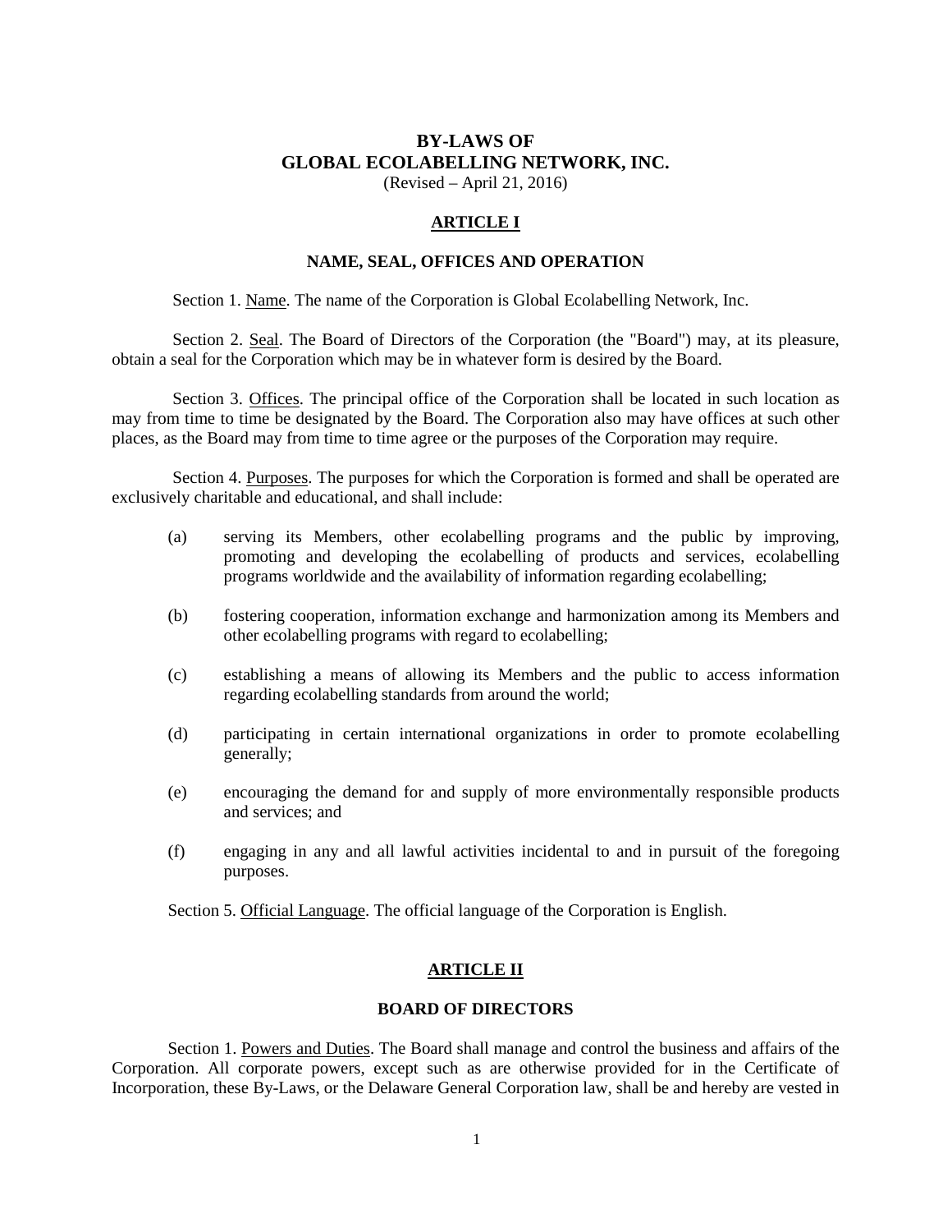# BY-LAWS OF
# GLOBAL ECOLABELLING NETWORK, INC.

(Revised – April 21, 2016)

## ARTICLE I

### NAME, SEAL, OFFICES AND OPERATION

Section 1. Name. The name of the Corporation is Global Ecolabelling Network, Inc.

Section 2. Seal. The Board of Directors of the Corporation (the "Board") may, at its pleasure, obtain a seal for the Corporation which may be in whatever form is desired by the Board.

Section 3. Offices. The principal office of the Corporation shall be located in such location as may from time to time be designated by the Board. The Corporation also may have offices at such other places, as the Board may from time to time agree or the purposes of the Corporation may require.

Section 4. Purposes. The purposes for which the Corporation is formed and shall be operated are exclusively charitable and educational, and shall include:

(a) serving its Members, other ecolabelling programs and the public by improving, promoting and developing the ecolabelling of products and services, ecolabelling programs worldwide and the availability of information regarding ecolabelling;

(b) fostering cooperation, information exchange and harmonization among its Members and other ecolabelling programs with regard to ecolabelling;

(c) establishing a means of allowing its Members and the public to access information regarding ecolabelling standards from around the world;

(d) participating in certain international organizations in order to promote ecolabelling generally;

(e) encouraging the demand for and supply of more environmentally responsible products and services; and

(f) engaging in any and all lawful activities incidental to and in pursuit of the foregoing purposes.

Section 5. Official Language. The official language of the Corporation is English.

## ARTICLE II

### BOARD OF DIRECTORS

Section 1. Powers and Duties. The Board shall manage and control the business and affairs of the Corporation. All corporate powers, except such as are otherwise provided for in the Certificate of Incorporation, these By-Laws, or the Delaware General Corporation law, shall be and hereby are vested in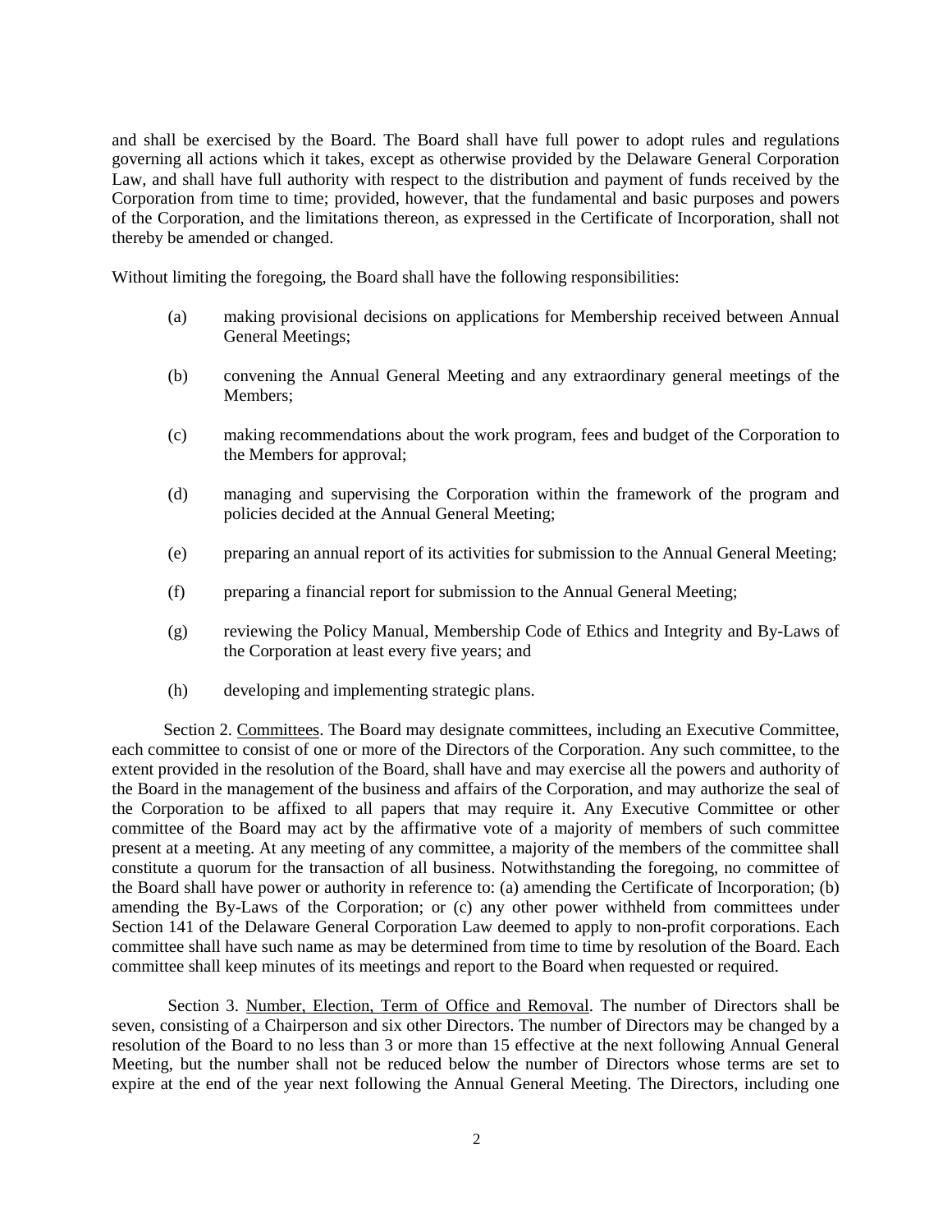and shall be exercised by the Board. The Board shall have full power to adopt rules and regulations governing all actions which it takes, except as otherwise provided by the Delaware General Corporation Law, and shall have full authority with respect to the distribution and payment of funds received by the Corporation from time to time; provided, however, that the fundamental and basic purposes and powers of the Corporation, and the limitations thereon, as expressed in the Certificate of Incorporation, shall not thereby be amended or changed.

Without limiting the foregoing, the Board shall have the following responsibilities:

(a) making provisional decisions on applications for Membership received between Annual General Meetings;

(b) convening the Annual General Meeting and any extraordinary general meetings of the Members;

(c) making recommendations about the work program, fees and budget of the Corporation to the Members for approval;

(d) managing and supervising the Corporation within the framework of the program and policies decided at the Annual General Meeting;

(e) preparing an annual report of its activities for submission to the Annual General Meeting;

(f) preparing a financial report for submission to the Annual General Meeting;

(g) reviewing the Policy Manual, Membership Code of Ethics and Integrity and By-Laws of the Corporation at least every five years; and

(h) developing and implementing strategic plans.

Section 2. <u>Committees</u>. The Board may designate committees, including an Executive Committee, each committee to consist of one or more of the Directors of the Corporation. Any such committee, to the extent provided in the resolution of the Board, shall have and may exercise all the powers and authority of the Board in the management of the business and affairs of the Corporation, and may authorize the seal of the Corporation to be affixed to all papers that may require it. Any Executive Committee or other committee of the Board may act by the affirmative vote of a majority of members of such committee present at a meeting. At any meeting of any committee, a majority of the members of the committee shall constitute a quorum for the transaction of all business. Notwithstanding the foregoing, no committee of the Board shall have power or authority in reference to: (a) amending the Certificate of Incorporation; (b) amending the By-Laws of the Corporation; or (c) any other power withheld from committees under Section 141 of the Delaware General Corporation Law deemed to apply to non-profit corporations. Each committee shall have such name as may be determined from time to time by resolution of the Board. Each committee shall keep minutes of its meetings and report to the Board when requested or required.

Section 3. <u>Number, Election, Term of Office and Removal</u>. The number of Directors shall be seven, consisting of a Chairperson and six other Directors. The number of Directors may be changed by a resolution of the Board to no less than 3 or more than 15 effective at the next following Annual General Meeting, but the number shall not be reduced below the number of Directors whose terms are set to expire at the end of the year next following the Annual General Meeting. The Directors, including one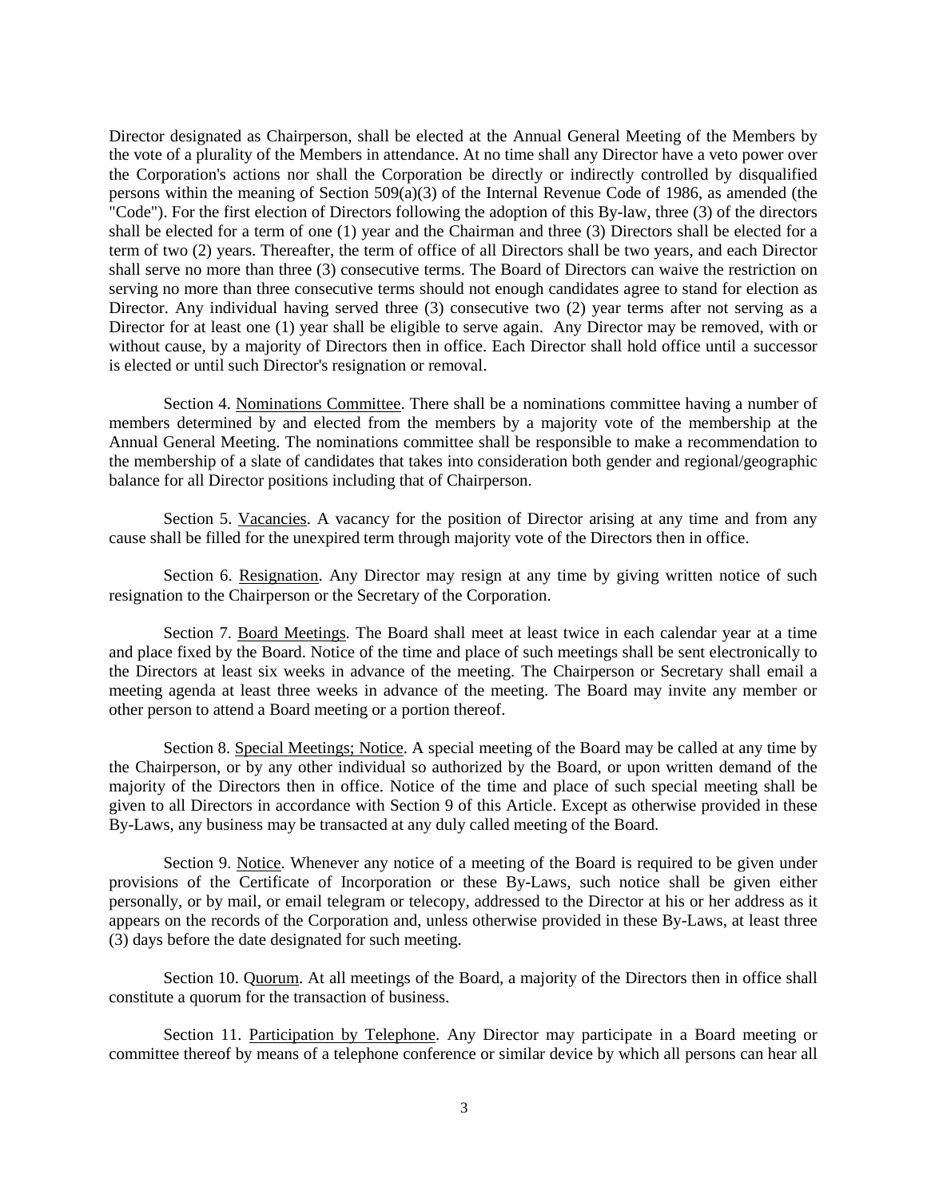Director designated as Chairperson, shall be elected at the Annual General Meeting of the Members by the vote of a plurality of the Members in attendance. At no time shall any Director have a veto power over the Corporation's actions nor shall the Corporation be directly or indirectly controlled by disqualified persons within the meaning of Section 509(a)(3) of the Internal Revenue Code of 1986, as amended (the "Code"). For the first election of Directors following the adoption of this By-law, three (3) of the directors shall be elected for a term of one (1) year and the Chairman and three (3) Directors shall be elected for a term of two (2) years. Thereafter, the term of office of all Directors shall be two years, and each Director shall serve no more than three (3) consecutive terms. The Board of Directors can waive the restriction on serving no more than three consecutive terms should not enough candidates agree to stand for election as Director. Any individual having served three (3) consecutive two (2) year terms after not serving as a Director for at least one (1) year shall be eligible to serve again. Any Director may be removed, with or without cause, by a majority of Directors then in office. Each Director shall hold office until a successor is elected or until such Director's resignation or removal.

Section 4. Nominations Committee. There shall be a nominations committee having a number of members determined by and elected from the members by a majority vote of the membership at the Annual General Meeting. The nominations committee shall be responsible to make a recommendation to the membership of a slate of candidates that takes into consideration both gender and regional/geographic balance for all Director positions including that of Chairperson.

Section 5. Vacancies. A vacancy for the position of Director arising at any time and from any cause shall be filled for the unexpired term through majority vote of the Directors then in office.

Section 6. Resignation. Any Director may resign at any time by giving written notice of such resignation to the Chairperson or the Secretary of the Corporation.

Section 7. Board Meetings. The Board shall meet at least twice in each calendar year at a time and place fixed by the Board. Notice of the time and place of such meetings shall be sent electronically to the Directors at least six weeks in advance of the meeting. The Chairperson or Secretary shall email a meeting agenda at least three weeks in advance of the meeting. The Board may invite any member or other person to attend a Board meeting or a portion thereof.

Section 8. Special Meetings; Notice. A special meeting of the Board may be called at any time by the Chairperson, or by any other individual so authorized by the Board, or upon written demand of the majority of the Directors then in office. Notice of the time and place of such special meeting shall be given to all Directors in accordance with Section 9 of this Article. Except as otherwise provided in these By-Laws, any business may be transacted at any duly called meeting of the Board.

Section 9. Notice. Whenever any notice of a meeting of the Board is required to be given under provisions of the Certificate of Incorporation or these By-Laws, such notice shall be given either personally, or by mail, or email telegram or telecopy, addressed to the Director at his or her address as it appears on the records of the Corporation and, unless otherwise provided in these By-Laws, at least three (3) days before the date designated for such meeting.

Section 10. Quorum. At all meetings of the Board, a majority of the Directors then in office shall constitute a quorum for the transaction of business.

Section 11. Participation by Telephone. Any Director may participate in a Board meeting or committee thereof by means of a telephone conference or similar device by which all persons can hear all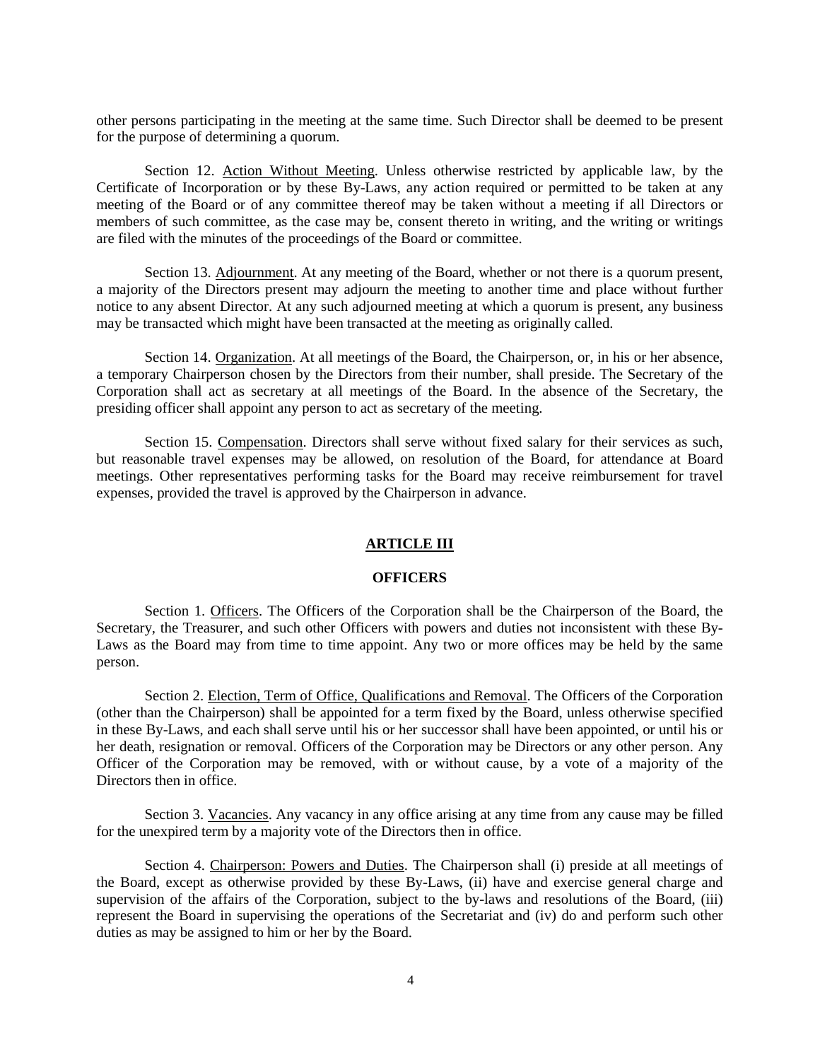other persons participating in the meeting at the same time. Such Director shall be deemed to be present for the purpose of determining a quorum.

Section 12. Action Without Meeting. Unless otherwise restricted by applicable law, by the Certificate of Incorporation or by these By-Laws, any action required or permitted to be taken at any meeting of the Board or of any committee thereof may be taken without a meeting if all Directors or members of such committee, as the case may be, consent thereto in writing, and the writing or writings are filed with the minutes of the proceedings of the Board or committee.

Section 13. Adjournment. At any meeting of the Board, whether or not there is a quorum present, a majority of the Directors present may adjourn the meeting to another time and place without further notice to any absent Director. At any such adjourned meeting at which a quorum is present, any business may be transacted which might have been transacted at the meeting as originally called.

Section 14. Organization. At all meetings of the Board, the Chairperson, or, in his or her absence, a temporary Chairperson chosen by the Directors from their number, shall preside. The Secretary of the Corporation shall act as secretary at all meetings of the Board. In the absence of the Secretary, the presiding officer shall appoint any person to act as secretary of the meeting.

Section 15. Compensation. Directors shall serve without fixed salary for their services as such, but reasonable travel expenses may be allowed, on resolution of the Board, for attendance at Board meetings. Other representatives performing tasks for the Board may receive reimbursement for travel expenses, provided the travel is approved by the Chairperson in advance.

## ARTICLE III

## OFFICERS

Section 1. Officers. The Officers of the Corporation shall be the Chairperson of the Board, the Secretary, the Treasurer, and such other Officers with powers and duties not inconsistent with these By-Laws as the Board may from time to time appoint. Any two or more offices may be held by the same person.

Section 2. Election, Term of Office, Qualifications and Removal. The Officers of the Corporation (other than the Chairperson) shall be appointed for a term fixed by the Board, unless otherwise specified in these By-Laws, and each shall serve until his or her successor shall have been appointed, or until his or her death, resignation or removal. Officers of the Corporation may be Directors or any other person. Any Officer of the Corporation may be removed, with or without cause, by a vote of a majority of the Directors then in office.

Section 3. Vacancies. Any vacancy in any office arising at any time from any cause may be filled for the unexpired term by a majority vote of the Directors then in office.

Section 4. Chairperson: Powers and Duties. The Chairperson shall (i) preside at all meetings of the Board, except as otherwise provided by these By-Laws, (ii) have and exercise general charge and supervision of the affairs of the Corporation, subject to the by-laws and resolutions of the Board, (iii) represent the Board in supervising the operations of the Secretariat and (iv) do and perform such other duties as may be assigned to him or her by the Board.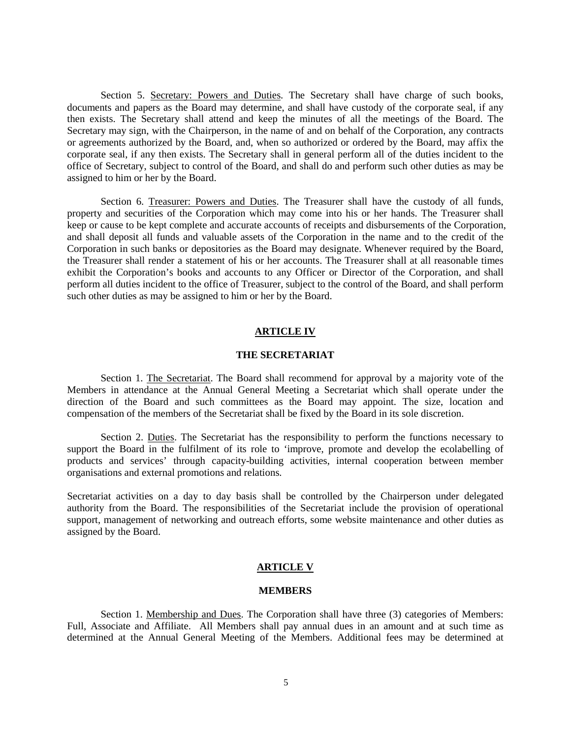Section 5. <u>Secretary: Powers and Duties</u>. The Secretary shall have charge of such books, documents and papers as the Board may determine, and shall have custody of the corporate seal, if any then exists. The Secretary shall attend and keep the minutes of all the meetings of the Board. The Secretary may sign, with the Chairperson, in the name of and on behalf of the Corporation, any contracts or agreements authorized by the Board, and, when so authorized or ordered by the Board, may affix the corporate seal, if any then exists. The Secretary shall in general perform all of the duties incident to the office of Secretary, subject to control of the Board, and shall do and perform such other duties as may be assigned to him or her by the Board.

Section 6. <u>Treasurer: Powers and Duties</u>. The Treasurer shall have the custody of all funds, property and securities of the Corporation which may come into his or her hands. The Treasurer shall keep or cause to be kept complete and accurate accounts of receipts and disbursements of the Corporation, and shall deposit all funds and valuable assets of the Corporation in the name and to the credit of the Corporation in such banks or depositories as the Board may designate. Whenever required by the Board, the Treasurer shall render a statement of his or her accounts. The Treasurer shall at all reasonable times exhibit the Corporation's books and accounts to any Officer or Director of the Corporation, and shall perform all duties incident to the office of Treasurer, subject to the control of the Board, and shall perform such other duties as may be assigned to him or her by the Board.

## ARTICLE IV

## THE SECRETARIAT

Section 1. <u>The Secretariat</u>. The Board shall recommend for approval by a majority vote of the Members in attendance at the Annual General Meeting a Secretariat which shall operate under the direction of the Board and such committees as the Board may appoint. The size, location and compensation of the members of the Secretariat shall be fixed by the Board in its sole discretion.

Section 2. <u>Duties</u>. The Secretariat has the responsibility to perform the functions necessary to support the Board in the fulfilment of its role to 'improve, promote and develop the ecolabelling of products and services' through capacity-building activities, internal cooperation between member organisations and external promotions and relations.

Secretariat activities on a day to day basis shall be controlled by the Chairperson under delegated authority from the Board. The responsibilities of the Secretariat include the provision of operational support, management of networking and outreach efforts, some website maintenance and other duties as assigned by the Board.

## ARTICLE V

## MEMBERS

Section 1. <u>Membership and Dues</u>. The Corporation shall have three (3) categories of Members: Full, Associate and Affiliate. All Members shall pay annual dues in an amount and at such time as determined at the Annual General Meeting of the Members. Additional fees may be determined at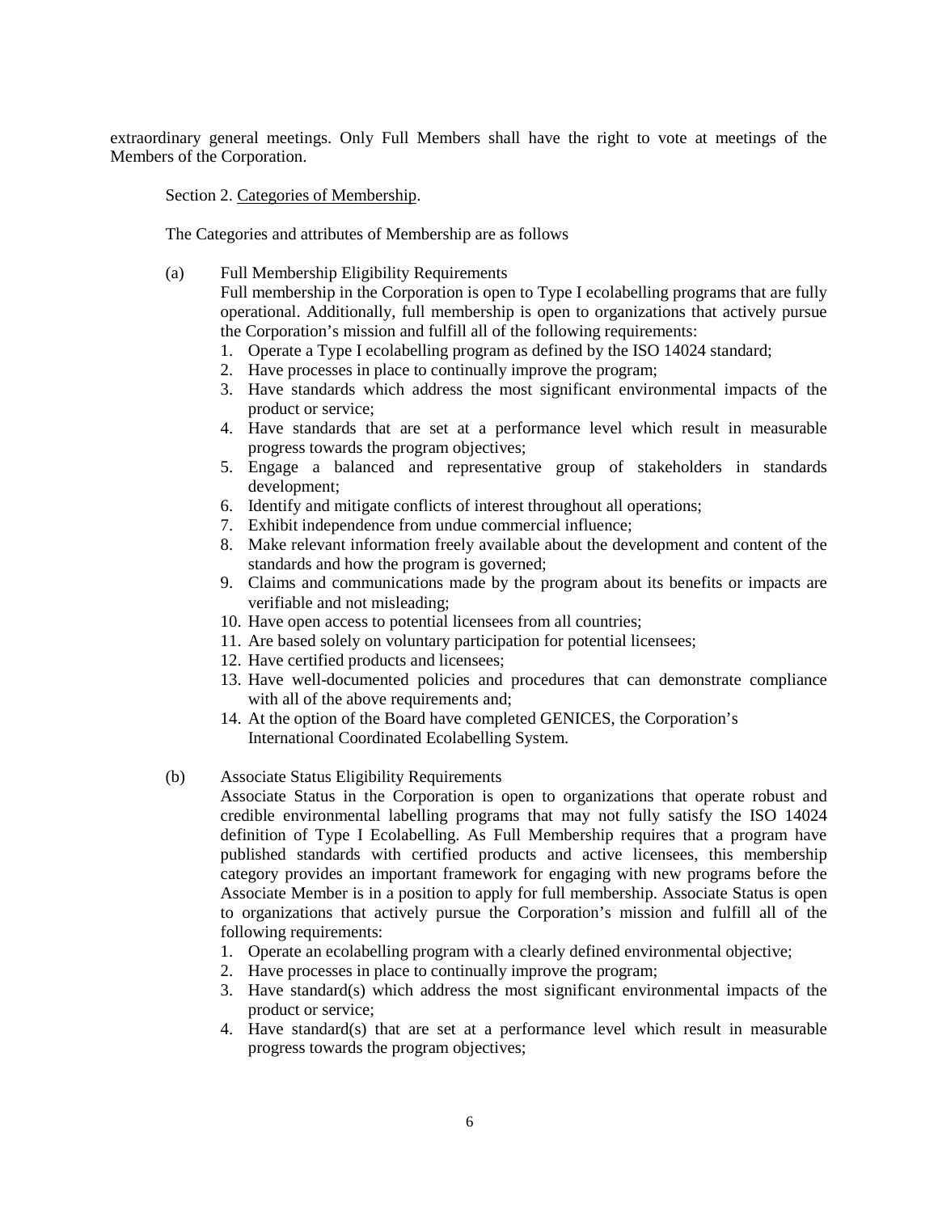extraordinary general meetings. Only Full Members shall have the right to vote at meetings of the Members of the Corporation.

Section 2. Categories of Membership.

The Categories and attributes of Membership are as follows

(a) Full Membership Eligibility Requirements

Full membership in the Corporation is open to Type I ecolabelling programs that are fully operational. Additionally, full membership is open to organizations that actively pursue the Corporation's mission and fulfill all of the following requirements:

1. Operate a Type I ecolabelling program as defined by the ISO 14024 standard;
2. Have processes in place to continually improve the program;
3. Have standards which address the most significant environmental impacts of the product or service;
4. Have standards that are set at a performance level which result in measurable progress towards the program objectives;
5. Engage a balanced and representative group of stakeholders in standards development;
6. Identify and mitigate conflicts of interest throughout all operations;
7. Exhibit independence from undue commercial influence;
8. Make relevant information freely available about the development and content of the standards and how the program is governed;
9. Claims and communications made by the program about its benefits or impacts are verifiable and not misleading;
10. Have open access to potential licensees from all countries;
11. Are based solely on voluntary participation for potential licensees;
12. Have certified products and licensees;
13. Have well-documented policies and procedures that can demonstrate compliance with all of the above requirements and;
14. At the option of the Board have completed GENICES, the Corporation's International Coordinated Ecolabelling System.

(b) Associate Status Eligibility Requirements

Associate Status in the Corporation is open to organizations that operate robust and credible environmental labelling programs that may not fully satisfy the ISO 14024 definition of Type I Ecolabelling. As Full Membership requires that a program have published standards with certified products and active licensees, this membership category provides an important framework for engaging with new programs before the Associate Member is in a position to apply for full membership. Associate Status is open to organizations that actively pursue the Corporation's mission and fulfill all of the following requirements:

1. Operate an ecolabelling program with a clearly defined environmental objective;
2. Have processes in place to continually improve the program;
3. Have standard(s) which address the most significant environmental impacts of the product or service;
4. Have standard(s) that are set at a performance level which result in measurable progress towards the program objectives;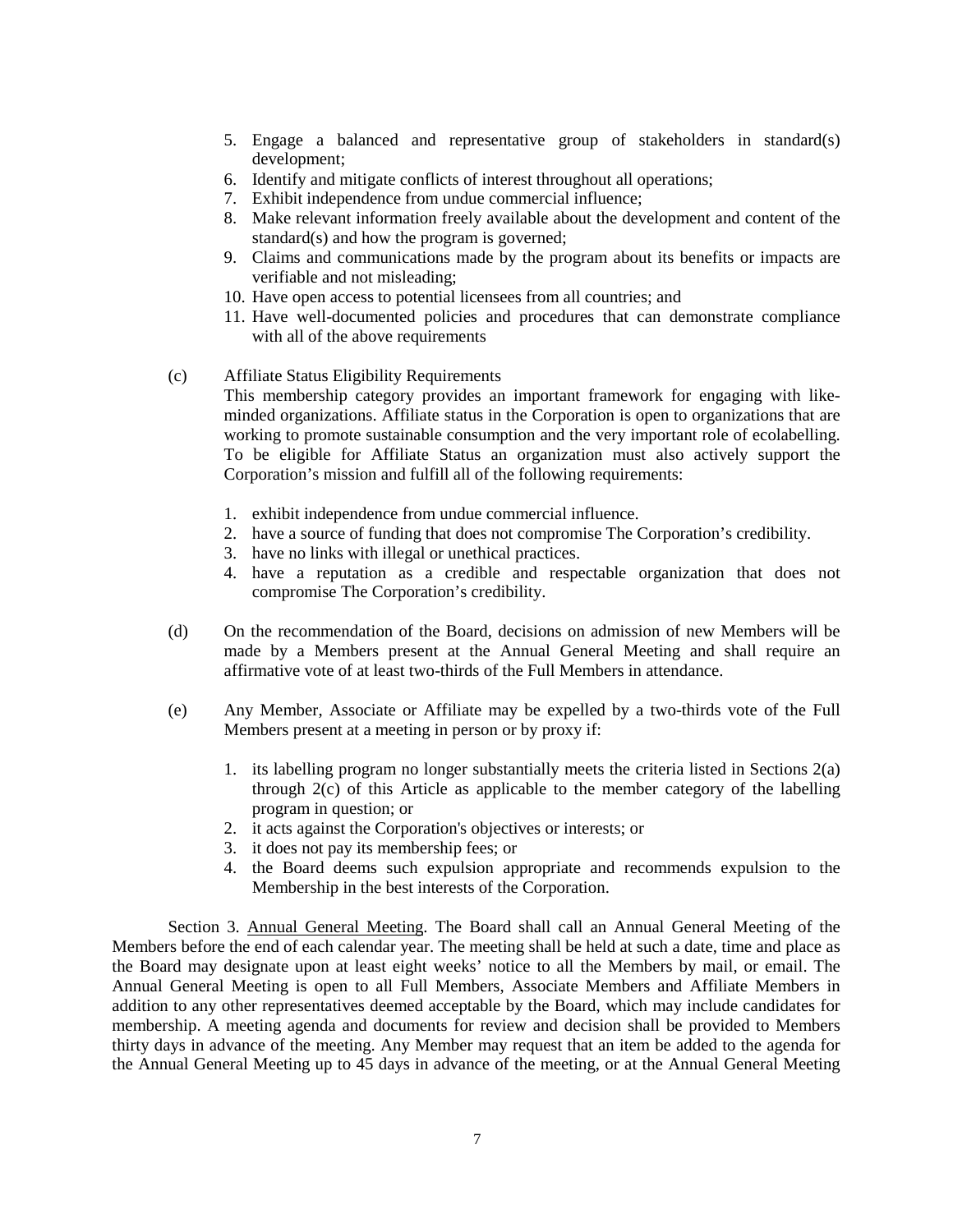5. Engage a balanced and representative group of stakeholders in standard(s) development;
6. Identify and mitigate conflicts of interest throughout all operations;
7. Exhibit independence from undue commercial influence;
8. Make relevant information freely available about the development and content of the standard(s) and how the program is governed;
9. Claims and communications made by the program about its benefits or impacts are verifiable and not misleading;
10. Have open access to potential licensees from all countries; and
11. Have well-documented policies and procedures that can demonstrate compliance with all of the above requirements

(c) Affiliate Status Eligibility Requirements
This membership category provides an important framework for engaging with like-minded organizations. Affiliate status in the Corporation is open to organizations that are working to promote sustainable consumption and the very important role of ecolabelling. To be eligible for Affiliate Status an organization must also actively support the Corporation's mission and fulfill all of the following requirements:

1. exhibit independence from undue commercial influence.
2. have a source of funding that does not compromise The Corporation's credibility.
3. have no links with illegal or unethical practices.
4. have a reputation as a credible and respectable organization that does not compromise The Corporation's credibility.

(d) On the recommendation of the Board, decisions on admission of new Members will be made by a Members present at the Annual General Meeting and shall require an affirmative vote of at least two-thirds of the Full Members in attendance.

(e) Any Member, Associate or Affiliate may be expelled by a two-thirds vote of the Full Members present at a meeting in person or by proxy if:

1. its labelling program no longer substantially meets the criteria listed in Sections 2(a) through 2(c) of this Article as applicable to the member category of the labelling program in question; or
2. it acts against the Corporation's objectives or interests; or
3. it does not pay its membership fees; or
4. the Board deems such expulsion appropriate and recommends expulsion to the Membership in the best interests of the Corporation.

Section 3. Annual General Meeting. The Board shall call an Annual General Meeting of the Members before the end of each calendar year. The meeting shall be held at such a date, time and place as the Board may designate upon at least eight weeks' notice to all the Members by mail, or email. The Annual General Meeting is open to all Full Members, Associate Members and Affiliate Members in addition to any other representatives deemed acceptable by the Board, which may include candidates for membership. A meeting agenda and documents for review and decision shall be provided to Members thirty days in advance of the meeting. Any Member may request that an item be added to the agenda for the Annual General Meeting up to 45 days in advance of the meeting, or at the Annual General Meeting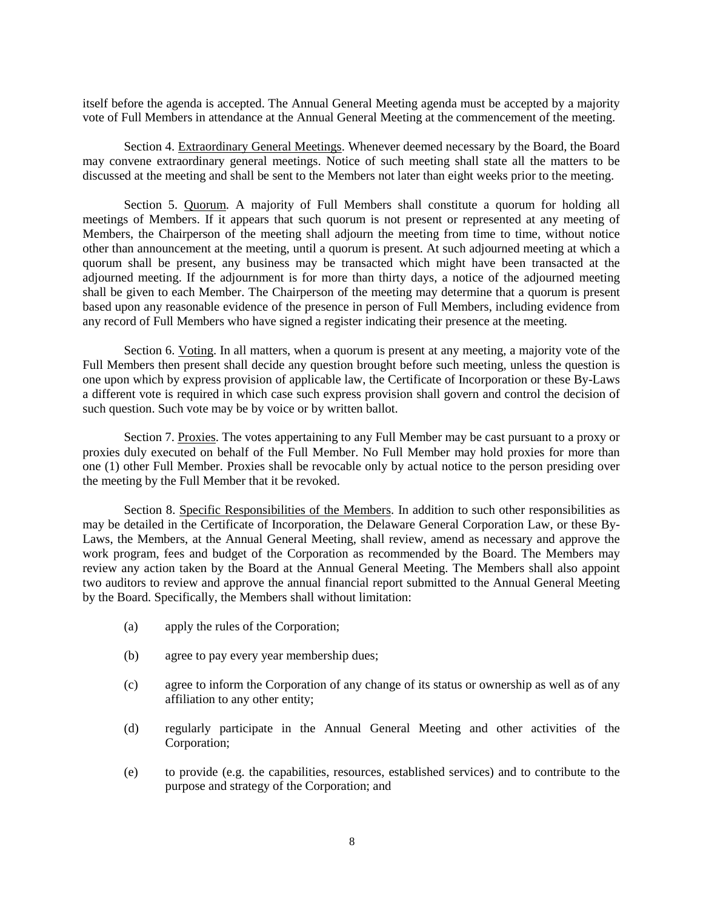itself before the agenda is accepted. The Annual General Meeting agenda must be accepted by a majority vote of Full Members in attendance at the Annual General Meeting at the commencement of the meeting.

Section 4. Extraordinary General Meetings. Whenever deemed necessary by the Board, the Board may convene extraordinary general meetings. Notice of such meeting shall state all the matters to be discussed at the meeting and shall be sent to the Members not later than eight weeks prior to the meeting.

Section 5. Quorum. A majority of Full Members shall constitute a quorum for holding all meetings of Members. If it appears that such quorum is not present or represented at any meeting of Members, the Chairperson of the meeting shall adjourn the meeting from time to time, without notice other than announcement at the meeting, until a quorum is present. At such adjourned meeting at which a quorum shall be present, any business may be transacted which might have been transacted at the adjourned meeting. If the adjournment is for more than thirty days, a notice of the adjourned meeting shall be given to each Member. The Chairperson of the meeting may determine that a quorum is present based upon any reasonable evidence of the presence in person of Full Members, including evidence from any record of Full Members who have signed a register indicating their presence at the meeting.

Section 6. Voting. In all matters, when a quorum is present at any meeting, a majority vote of the Full Members then present shall decide any question brought before such meeting, unless the question is one upon which by express provision of applicable law, the Certificate of Incorporation or these By-Laws a different vote is required in which case such express provision shall govern and control the decision of such question. Such vote may be by voice or by written ballot.

Section 7. Proxies. The votes appertaining to any Full Member may be cast pursuant to a proxy or proxies duly executed on behalf of the Full Member. No Full Member may hold proxies for more than one (1) other Full Member. Proxies shall be revocable only by actual notice to the person presiding over the meeting by the Full Member that it be revoked.

Section 8. Specific Responsibilities of the Members. In addition to such other responsibilities as may be detailed in the Certificate of Incorporation, the Delaware General Corporation Law, or these By-Laws, the Members, at the Annual General Meeting, shall review, amend as necessary and approve the work program, fees and budget of the Corporation as recommended by the Board. The Members may review any action taken by the Board at the Annual General Meeting. The Members shall also appoint two auditors to review and approve the annual financial report submitted to the Annual General Meeting by the Board. Specifically, the Members shall without limitation:

(a) apply the rules of the Corporation;

(b) agree to pay every year membership dues;

(c) agree to inform the Corporation of any change of its status or ownership as well as of any affiliation to any other entity;

(d) regularly participate in the Annual General Meeting and other activities of the Corporation;

(e) to provide (e.g. the capabilities, resources, established services) and to contribute to the purpose and strategy of the Corporation; and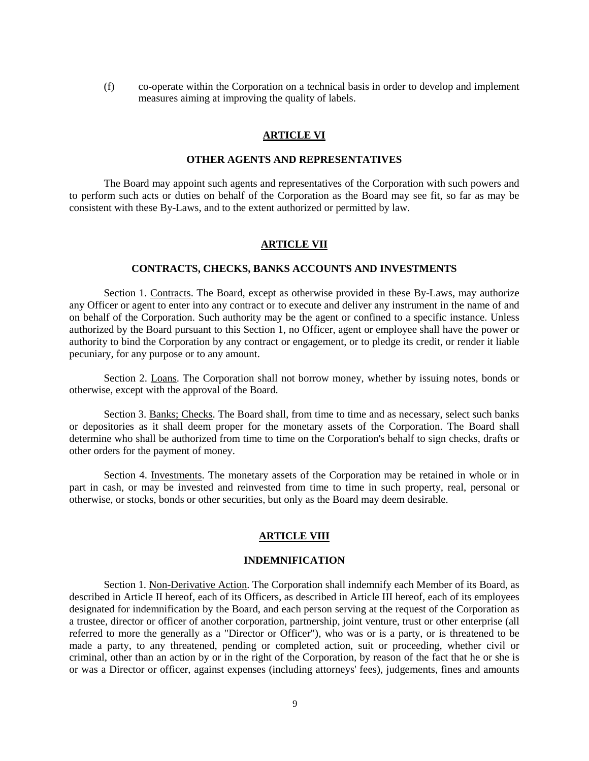(f) co-operate within the Corporation on a technical basis in order to develop and implement measures aiming at improving the quality of labels.

## ARTICLE VI

### OTHER AGENTS AND REPRESENTATIVES

The Board may appoint such agents and representatives of the Corporation with such powers and to perform such acts or duties on behalf of the Corporation as the Board may see fit, so far as may be consistent with these By-Laws, and to the extent authorized or permitted by law.

## ARTICLE VII

### CONTRACTS, CHECKS, BANKS ACCOUNTS AND INVESTMENTS

Section 1. Contracts. The Board, except as otherwise provided in these By-Laws, may authorize any Officer or agent to enter into any contract or to execute and deliver any instrument in the name of and on behalf of the Corporation. Such authority may be the agent or confined to a specific instance. Unless authorized by the Board pursuant to this Section 1, no Officer, agent or employee shall have the power or authority to bind the Corporation by any contract or engagement, or to pledge its credit, or render it liable pecuniary, for any purpose or to any amount.

Section 2. Loans. The Corporation shall not borrow money, whether by issuing notes, bonds or otherwise, except with the approval of the Board.

Section 3. Banks; Checks. The Board shall, from time to time and as necessary, select such banks or depositories as it shall deem proper for the monetary assets of the Corporation. The Board shall determine who shall be authorized from time to time on the Corporation's behalf to sign checks, drafts or other orders for the payment of money.

Section 4. Investments. The monetary assets of the Corporation may be retained in whole or in part in cash, or may be invested and reinvested from time to time in such property, real, personal or otherwise, or stocks, bonds or other securities, but only as the Board may deem desirable.

## ARTICLE VIII

### INDEMNIFICATION

Section 1. Non-Derivative Action. The Corporation shall indemnify each Member of its Board, as described in Article II hereof, each of its Officers, as described in Article III hereof, each of its employees designated for indemnification by the Board, and each person serving at the request of the Corporation as a trustee, director or officer of another corporation, partnership, joint venture, trust or other enterprise (all referred to more the generally as a "Director or Officer"), who was or is a party, or is threatened to be made a party, to any threatened, pending or completed action, suit or proceeding, whether civil or criminal, other than an action by or in the right of the Corporation, by reason of the fact that he or she is or was a Director or officer, against expenses (including attorneys' fees), judgements, fines and amounts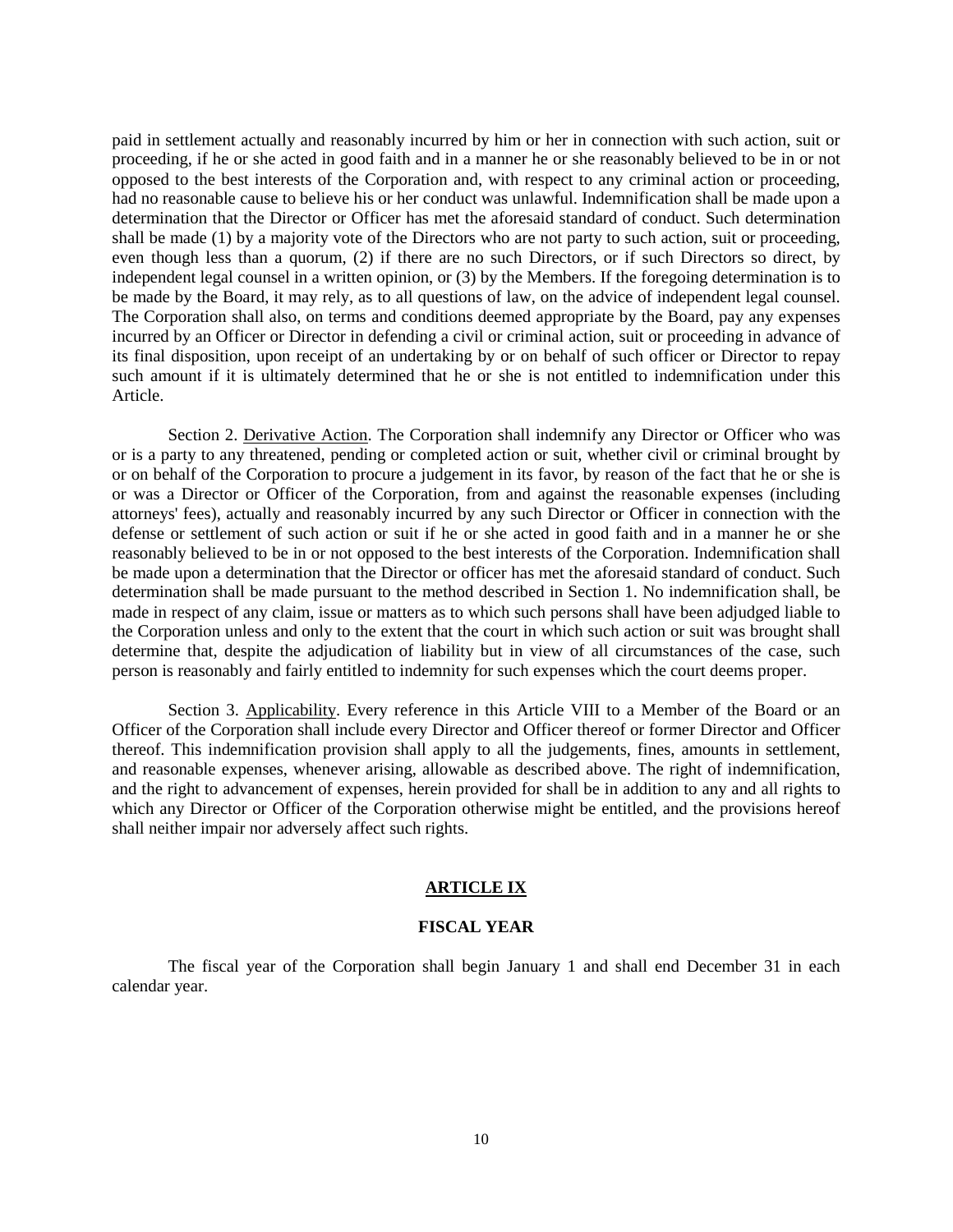paid in settlement actually and reasonably incurred by him or her in connection with such action, suit or proceeding, if he or she acted in good faith and in a manner he or she reasonably believed to be in or not opposed to the best interests of the Corporation and, with respect to any criminal action or proceeding, had no reasonable cause to believe his or her conduct was unlawful. Indemnification shall be made upon a determination that the Director or Officer has met the aforesaid standard of conduct. Such determination shall be made (1) by a majority vote of the Directors who are not party to such action, suit or proceeding, even though less than a quorum, (2) if there are no such Directors, or if such Directors so direct, by independent legal counsel in a written opinion, or (3) by the Members. If the foregoing determination is to be made by the Board, it may rely, as to all questions of law, on the advice of independent legal counsel. The Corporation shall also, on terms and conditions deemed appropriate by the Board, pay any expenses incurred by an Officer or Director in defending a civil or criminal action, suit or proceeding in advance of its final disposition, upon receipt of an undertaking by or on behalf of such officer or Director to repay such amount if it is ultimately determined that he or she is not entitled to indemnification under this Article.

Section 2. Derivative Action. The Corporation shall indemnify any Director or Officer who was or is a party to any threatened, pending or completed action or suit, whether civil or criminal brought by or on behalf of the Corporation to procure a judgement in its favor, by reason of the fact that he or she is or was a Director or Officer of the Corporation, from and against the reasonable expenses (including attorneys' fees), actually and reasonably incurred by any such Director or Officer in connection with the defense or settlement of such action or suit if he or she acted in good faith and in a manner he or she reasonably believed to be in or not opposed to the best interests of the Corporation. Indemnification shall be made upon a determination that the Director or officer has met the aforesaid standard of conduct. Such determination shall be made pursuant to the method described in Section 1. No indemnification shall, be made in respect of any claim, issue or matters as to which such persons shall have been adjudged liable to the Corporation unless and only to the extent that the court in which such action or suit was brought shall determine that, despite the adjudication of liability but in view of all circumstances of the case, such person is reasonably and fairly entitled to indemnity for such expenses which the court deems proper.

Section 3. Applicability. Every reference in this Article VIII to a Member of the Board or an Officer of the Corporation shall include every Director and Officer thereof or former Director and Officer thereof. This indemnification provision shall apply to all the judgements, fines, amounts in settlement, and reasonable expenses, whenever arising, allowable as described above. The right of indemnification, and the right to advancement of expenses, herein provided for shall be in addition to any and all rights to which any Director or Officer of the Corporation otherwise might be entitled, and the provisions hereof shall neither impair nor adversely affect such rights.

## ARTICLE IX

## FISCAL YEAR

The fiscal year of the Corporation shall begin January 1 and shall end December 31 in each calendar year.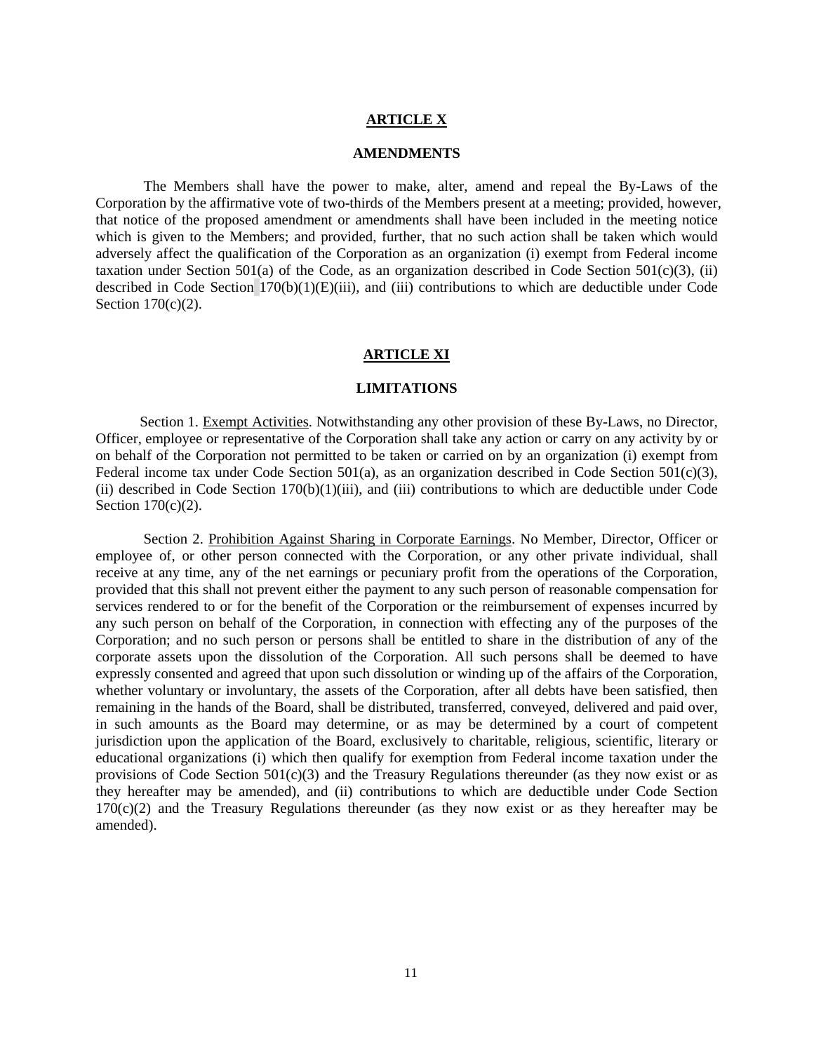## ARTICLE X

## AMENDMENTS

The Members shall have the power to make, alter, amend and repeal the By-Laws of the Corporation by the affirmative vote of two-thirds of the Members present at a meeting; provided, however, that notice of the proposed amendment or amendments shall have been included in the meeting notice which is given to the Members; and provided, further, that no such action shall be taken which would adversely affect the qualification of the Corporation as an organization (i) exempt from Federal income taxation under Section 501(a) of the Code, as an organization described in Code Section 501(c)(3), (ii) described in Code Section 170(b)(1)(E)(iii), and (iii) contributions to which are deductible under Code Section 170(c)(2).

## ARTICLE XI

## LIMITATIONS

Section 1. Exempt Activities. Notwithstanding any other provision of these By-Laws, no Director, Officer, employee or representative of the Corporation shall take any action or carry on any activity by or on behalf of the Corporation not permitted to be taken or carried on by an organization (i) exempt from Federal income tax under Code Section 501(a), as an organization described in Code Section 501(c)(3), (ii) described in Code Section 170(b)(1)(iii), and (iii) contributions to which are deductible under Code Section 170(c)(2).

Section 2. Prohibition Against Sharing in Corporate Earnings. No Member, Director, Officer or employee of, or other person connected with the Corporation, or any other private individual, shall receive at any time, any of the net earnings or pecuniary profit from the operations of the Corporation, provided that this shall not prevent either the payment to any such person of reasonable compensation for services rendered to or for the benefit of the Corporation or the reimbursement of expenses incurred by any such person on behalf of the Corporation, in connection with effecting any of the purposes of the Corporation; and no such person or persons shall be entitled to share in the distribution of any of the corporate assets upon the dissolution of the Corporation. All such persons shall be deemed to have expressly consented and agreed that upon such dissolution or winding up of the affairs of the Corporation, whether voluntary or involuntary, the assets of the Corporation, after all debts have been satisfied, then remaining in the hands of the Board, shall be distributed, transferred, conveyed, delivered and paid over, in such amounts as the Board may determine, or as may be determined by a court of competent jurisdiction upon the application of the Board, exclusively to charitable, religious, scientific, literary or educational organizations (i) which then qualify for exemption from Federal income taxation under the provisions of Code Section 501(c)(3) and the Treasury Regulations thereunder (as they now exist or as they hereafter may be amended), and (ii) contributions to which are deductible under Code Section 170(c)(2) and the Treasury Regulations thereunder (as they now exist or as they hereafter may be amended).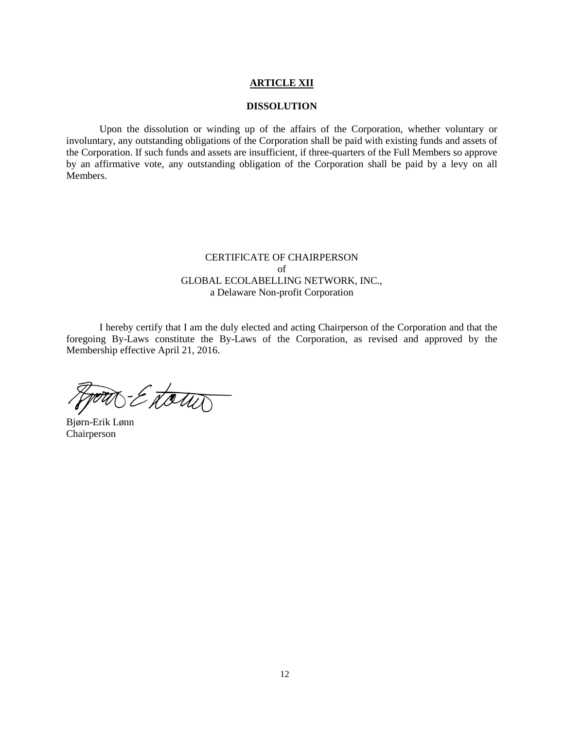## ARTICLE XII

### DISSOLUTION

Upon the dissolution or winding up of the affairs of the Corporation, whether voluntary or involuntary, any outstanding obligations of the Corporation shall be paid with existing funds and assets of the Corporation. If such funds and assets are insufficient, if three-quarters of the Full Members so approve by an affirmative vote, any outstanding obligation of the Corporation shall be paid by a levy on all Members.

CERTIFICATE OF CHAIRPERSON
of
GLOBAL ECOLABELLING NETWORK, INC.,
a Delaware Non-profit Corporation

I hereby certify that I am the duly elected and acting Chairperson of the Corporation and that the foregoing By-Laws constitute the By-Laws of the Corporation, as revised and approved by the Membership effective April 21, 2016.

Bjørn-Erik Lønn
Chairperson